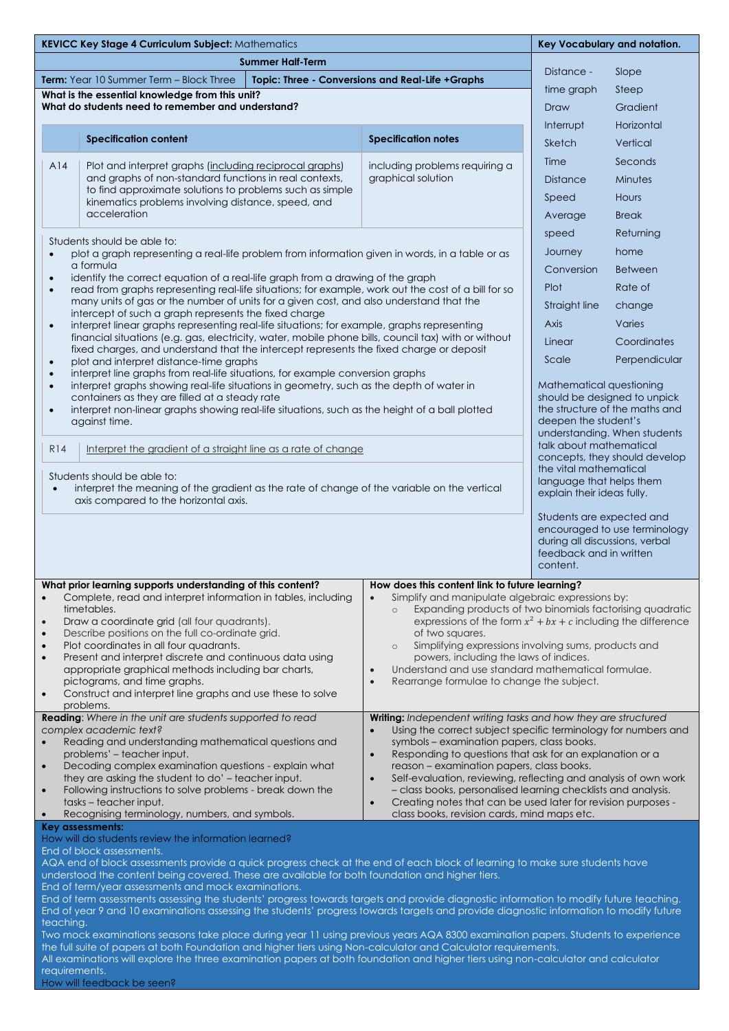**KEVICC Key Stage 4 Curriculum Subject:** Mathematics

**Summer Half-Term**

**Term:** Year 10 Summer Term – Block Three | **Topic: Three - Conversions and Real-Life +Graphs**

**What is the essential knowledge from this unit?**
**What do students need to remember and understand?**

| | Specification content | Specification notes |
|---|---|---|
| A14 | Plot and interpret graphs (including reciprocal graphs) and graphs of non-standard functions in real contexts, to find approximate solutions to problems such as simple kinematics problems involving distance, speed, and acceleration | including problems requiring a graphical solution |

Students should be able to:

- plot a graph representing a real-life problem from information given in words, in a table or as a formula
- identify the correct equation of a real-life graph from a drawing of the graph
- read from graphs representing real-life situations; for example, work out the cost of a bill for so many units of gas or the number of units for a given cost, and also understand that the intercept of such a graph represents the fixed charge
- interpret linear graphs representing real-life situations; for example, graphs representing financial situations (e.g. gas, electricity, water, mobile phone bills, council tax) with or without fixed charges, and understand that the intercept represents the fixed charge or deposit
- plot and interpret distance-time graphs
- interpret line graphs from real-life situations, for example conversion graphs
- interpret graphs showing real-life situations in geometry, such as the depth of water in containers as they are filled at a steady rate
- interpret non-linear graphs showing real-life situations, such as the height of a ball plotted against time.

| | |
|---|---|
| R14 | Interpret the gradient of a straight line as a rate of change |

Students should be able to:

- interpret the meaning of the gradient as the rate of change of the variable on the vertical axis compared to the horizontal axis.

**Key Vocabulary and notation.**

| | |
|---|---|
| Distance - time graph | Slope |
| | Steep |
| Draw | Gradient |
| Interrupt | Horizontal |
| Sketch | Vertical |
| Time | Seconds |
| Distance | Minutes |
| Speed | Hours |
| Average speed | Break |
| | Returning home |
| Journey | |
| Conversion | Between |
| Plot | Rate of change |
| Straight line | |
| Axis | Varies |
| Linear | Coordinates |
| Scale | Perpendicular |

Mathematical questioning should be designed to unpick the structure of the maths and deepen the student's understanding. When students talk about mathematical concepts, they should develop the vital mathematical language that helps them explain their ideas fully.

Students are expected and encouraged to use terminology during all discussions, verbal feedback and in written content.

**What prior learning supports understanding of this content?**

- Complete, read and interpret information in tables, including timetables.
- Draw a coordinate grid (all four quadrants).
- Describe positions on the full co-ordinate grid.
- Plot coordinates in all four quadrants.
- Present and interpret discrete and continuous data using appropriate graphical methods including bar charts, pictograms, and time graphs.
- Construct and interpret line graphs and use these to solve problems.

**How does this content link to future learning?**

- Simplify and manipulate algebraic expressions by:
  - Expanding products of two binomials factorising quadratic expressions of the form $x^2 + bx + c$ including the difference of two squares.
  - Simplifying expressions involving sums, products and powers, including the laws of indices.
- Understand and use standard mathematical formulae.
- Rearrange formulae to change the subject.

**Reading**: *Where in the unit are students supported to read complex academic text?*

- Reading and understanding mathematical questions and problems' – teacher input.
- Decoding complex examination questions - explain what they are asking the student to do' – teacher input.
- Following instructions to solve problems - break down the tasks – teacher input.
- Recognising terminology, numbers, and symbols.

**Writing:** *Independent writing tasks and how they are structured*

- Using the correct subject specific terminology for numbers and symbols – examination papers, class books.
- Responding to questions that ask for an explanation or a reason – examination papers, class books.
- Self-evaluation, reviewing, reflecting and analysis of own work – class books, personalised learning checklists and analysis.
- Creating notes that can be used later for revision purposes - class books, revision cards, mind maps etc.

**Key assessments:**

How will do students review the information learned?

End of block assessments.

AQA end of block assessments provide a quick progress check at the end of each block of learning to make sure students have understood the content being covered. These are available for both foundation and higher tiers.

End of term/year assessments and mock examinations.

End of term assessments assessing the students' progress towards targets and provide diagnostic information to modify future teaching.

End of year 9 and 10 examinations assessing the students' progress towards targets and provide diagnostic information to modify future teaching.

Two mock examinations seasons take place during year 11 using previous years AQA 8300 examination papers. Students to experience the full suite of papers at both Foundation and higher tiers using Non-calculator and Calculator requirements.

All examinations will explore the three examination papers at both foundation and higher tiers using non-calculator and calculator requirements.

How will feedback be seen?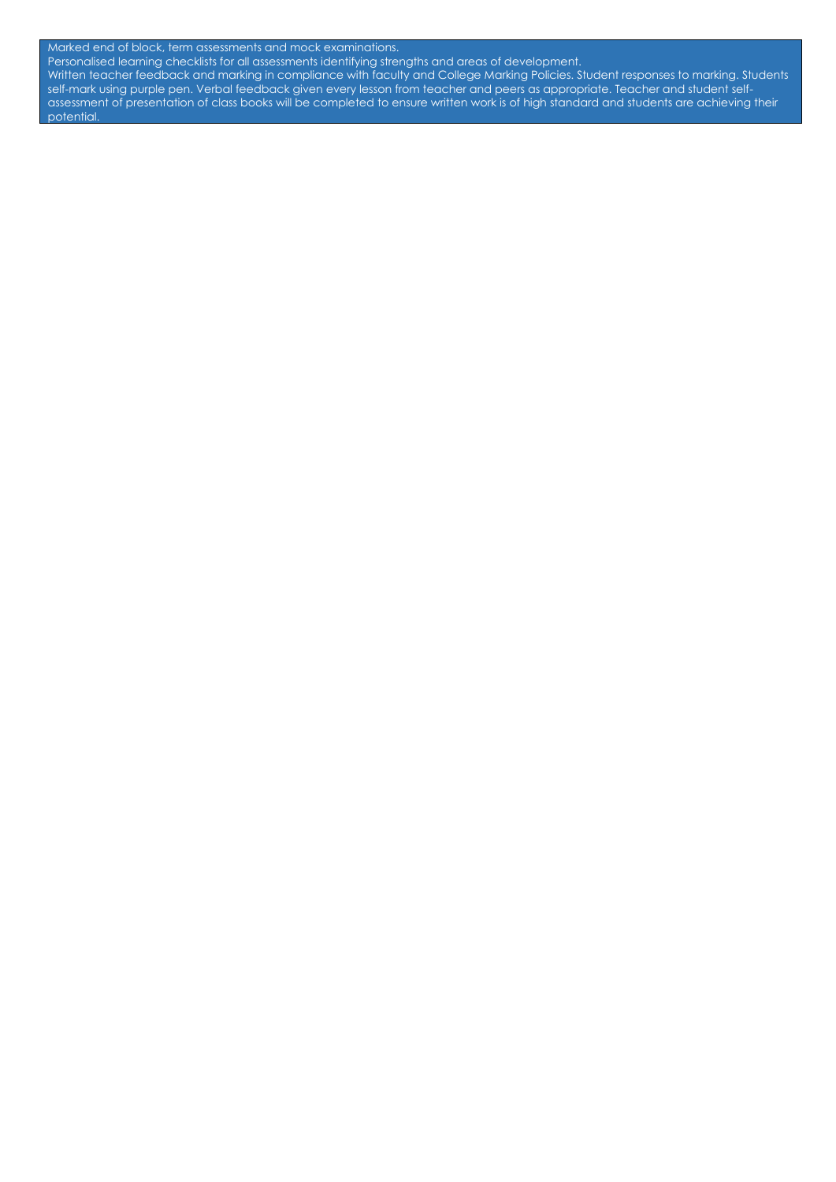Marked end of block, term assessments and mock examinations.

Personalised learning checklists for all assessments identifying strengths and areas of development.

Written teacher feedback and marking in compliance with faculty and College Marking Policies. Student responses to marking. Students self-mark using purple pen. Verbal feedback given every lesson from teacher and peers as appropriate. Teacher and student self-assessment of presentation of class books will be completed to ensure written work is of high standard and students are achieving their potential.